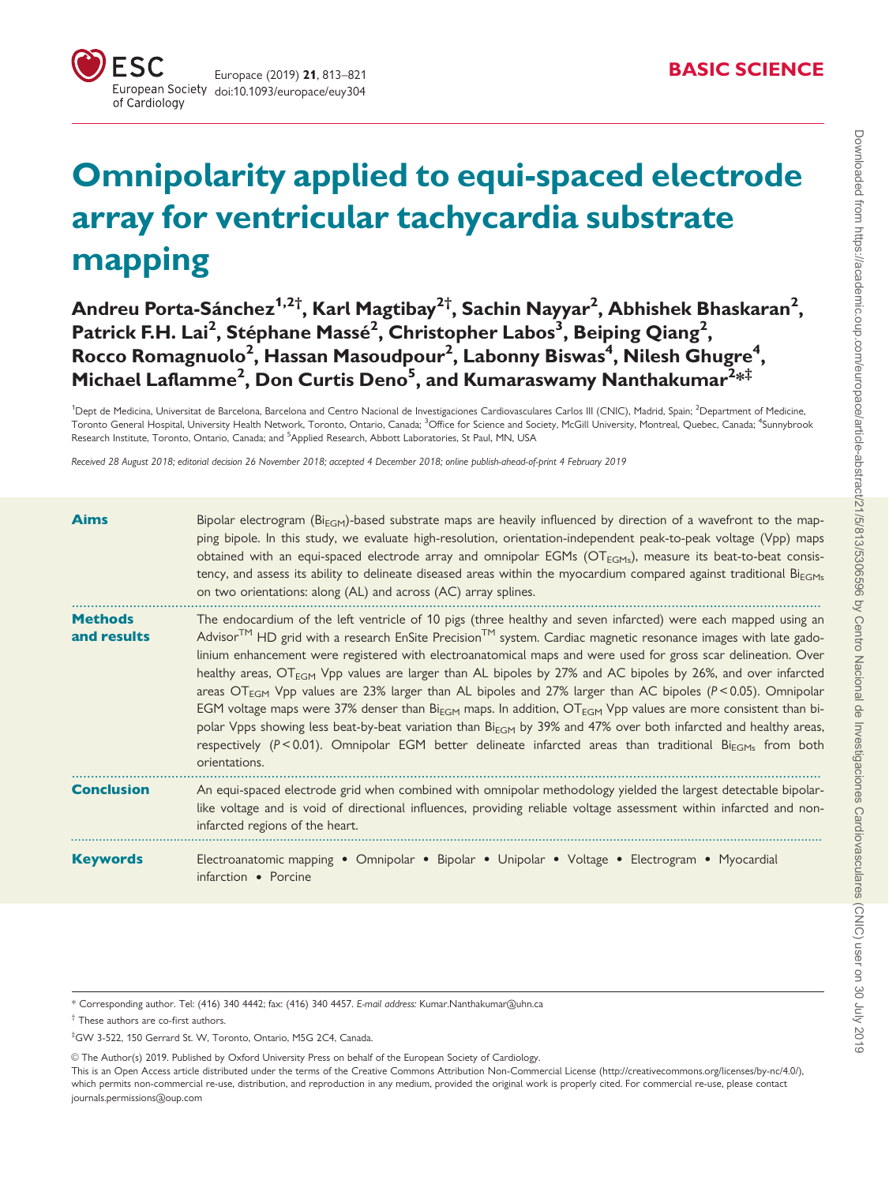# Omnipolarity applied to equi-spaced electrode array for ventricular tachycardia substrate mapping

**Andreu Porta-Sánchez[1,2†], Karl Magtibay[2†], Sachin Nayyar[2], Abhishek Bhaskaran[2], Patrick F.H. Lai[2], Stéphane Massé[2], Christopher Labos[3], Beiping Qiang[2], Rocco Romagnuolo[2], Hassan Masoudpour[2], Labonny Biswas[4], Nilesh Ghugre[4], Michael Laflamme[2], Don Curtis Deno[5], and Kumaraswamy Nanthakumar[2*‡]**

[1]Dept de Medicina, Universitat de Barcelona, Barcelona and Centro Nacional de Investigaciones Cardiovasculares Carlos III (CNIC), Madrid, Spain; [2]Department of Medicine, Toronto General Hospital, University Health Network, Toronto, Ontario, Canada; [3]Office for Science and Society, McGill University, Montreal, Quebec, Canada; [4]Sunnybrook Research Institute, Toronto, Ontario, Canada; and [5]Applied Research, Abbott Laboratories, St Paul, MN, USA

*Received 28 August 2018; editorial decision 26 November 2018; accepted 4 December 2018; online publish-ahead-of-print 4 February 2019*

**Aims** Bipolar electrogram ($Bi_{EGM}$)-based substrate maps are heavily influenced by direction of a wavefront to the mapping bipole. In this study, we evaluate high-resolution, orientation-independent peak-to-peak voltage (Vpp) maps obtained with an equi-spaced electrode array and omnipolar EGMs ($OT_{EGMs}$), measure its beat-to-beat consistency, and assess its ability to delineate diseased areas within the myocardium compared against traditional $Bi_{EGMs}$ on two orientations: along (AL) and across (AC) array splines.

**Methods and results** The endocardium of the left ventricle of 10 pigs (three healthy and seven infarcted) were each mapped using an Advisor™ HD grid with a research EnSite Precision™ system. Cardiac magnetic resonance images with late gadolinium enhancement were registered with electroanatomical maps and were used for gross scar delineation. Over healthy areas, $OT_{EGM}$ Vpp values are larger than AL bipoles by 27% and AC bipoles by 26%, and over infarcted areas $OT_{EGM}$ Vpp values are 23% larger than AL bipoles and 27% larger than AC bipoles ($P < 0.05$). Omnipolar EGM voltage maps were 37% denser than $Bi_{EGM}$ maps. In addition, $OT_{EGM}$ Vpp values are more consistent than bipolar Vpps showing less beat-by-beat variation than $Bi_{EGM}$ by 39% and 47% over both infarcted and healthy areas, respectively ($P < 0.01$). Omnipolar EGM better delineate infarcted areas than traditional $Bi_{EGMs}$ from both orientations.

**Conclusion** An equi-spaced electrode grid when combined with omnipolar methodology yielded the largest detectable bipolar-like voltage and is void of directional influences, providing reliable voltage assessment within infarcted and non-infarcted regions of the heart.

**Keywords** Electroanatomic mapping • Omnipolar • Bipolar • Unipolar • Voltage • Electrogram • Myocardial infarction • Porcine

\* Corresponding author. Tel: (416) 340 4442; fax: (416) 340 4457. *E-mail address:* Kumar.Nanthakumar@uhn.ca

† These authors are co-first authors.

‡GW 3-522, 150 Gerrard St. W, Toronto, Ontario, M5G 2C4, Canada.

© The Author(s) 2019. Published by Oxford University Press on behalf of the European Society of Cardiology.
This is an Open Access article distributed under the terms of the Creative Commons Attribution Non-Commercial License (http://creativecommons.org/licenses/by-nc/4.0/), which permits non-commercial re-use, distribution, and reproduction in any medium, provided the original work is properly cited. For commercial re-use, please contact journals.permissions@oup.com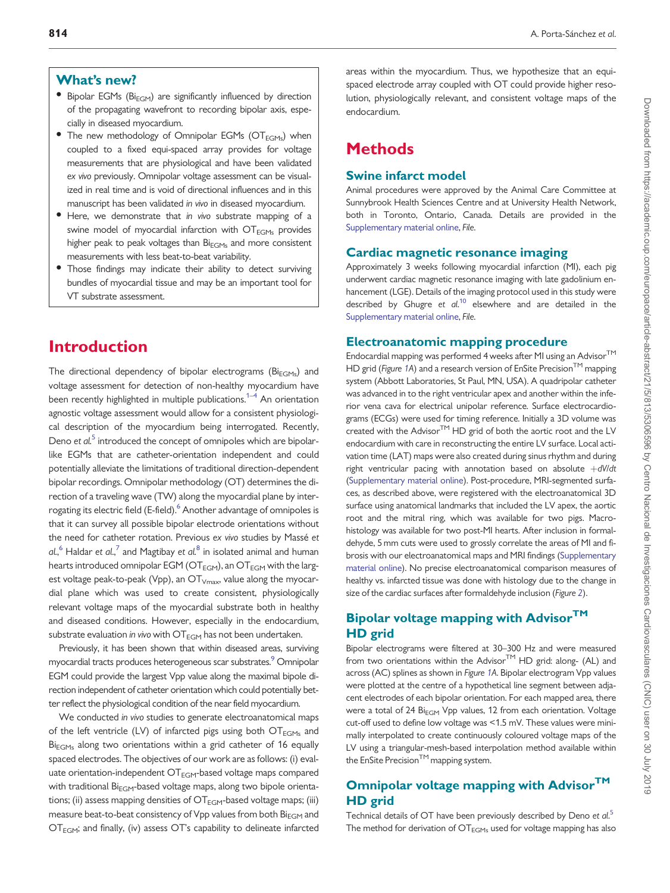## What's new?

- Bipolar EGMs ($Bi_{EGM}$) are significantly influenced by direction of the propagating wavefront to recording bipolar axis, especially in diseased myocardium.
- The new methodology of Omnipolar EGMs ($OT_{EGMs}$) when coupled to a fixed equi-spaced array provides for voltage measurements that are physiological and have been validated *ex vivo* previously. Omnipolar voltage assessment can be visualized in real time and is void of directional influences and in this manuscript has been validated *in vivo* in diseased myocardium.
- Here, we demonstrate that *in vivo* substrate mapping of a swine model of myocardial infarction with $OT_{EGMs}$ provides higher peak to peak voltages than $Bi_{EGMs}$ and more consistent measurements with less beat-to-beat variability.
- Those findings may indicate their ability to detect surviving bundles of myocardial tissue and may be an important tool for VT substrate assessment.

# Introduction

The directional dependency of bipolar electrograms ($Bi_{EGMs}$) and voltage assessment for detection of non-healthy myocardium have been recently highlighted in multiple publications.[1–4] An orientation agnostic voltage assessment would allow for a consistent physiological description of the myocardium being interrogated. Recently, Deno *et al.*[5] introduced the concept of omnipoles which are bipolar-like EGMs that are catheter-orientation independent and could potentially alleviate the limitations of traditional direction-dependent bipolar recordings. Omnipolar methodology (OT) determines the direction of a traveling wave (TW) along the myocardial plane by interrogating its electric field (E-field).[6] Another advantage of omnipoles is that it can survey all possible bipolar electrode orientations without the need for catheter rotation. Previous *ex vivo* studies by Massé *et al.*,[6] Haldar *et al.*,[7] and Magtibay *et al.*[8] in isolated animal and human hearts introduced omnipolar EGM ($OT_{EGM}$), an $OT_{EGM}$ with the largest voltage peak-to-peak (Vpp), an $OT_{Vmax}$, value along the myocardial plane which was used to create consistent, physiologically relevant voltage maps of the myocardial substrate both in healthy and diseased conditions. However, especially in the endocardium, substrate evaluation *in vivo* with $OT_{EGM}$ has not been undertaken.

Previously, it has been shown that within diseased areas, surviving myocardial tracts produces heterogeneous scar substrates.[9] Omnipolar EGM could provide the largest Vpp value along the maximal bipole direction independent of catheter orientation which could potentially better reflect the physiological condition of the near field myocardium.

We conducted *in vivo* studies to generate electroanatomical maps of the left ventricle (LV) of infarcted pigs using both $OT_{EGMs}$ and $Bi_{EGMs}$ along two orientations within a grid catheter of 16 equally spaced electrodes. The objectives of our work are as follows: (i) evaluate orientation-independent $OT_{EGM}$-based voltage maps compared with traditional $Bi_{EGM}$-based voltage maps, along two bipole orientations; (ii) assess mapping densities of $OT_{EGM}$-based voltage maps; (iii) measure beat-to-beat consistency of Vpp values from both $Bi_{EGM}$ and $OT_{EGM}$; and finally, (iv) assess OT's capability to delineate infarcted areas within the myocardium. Thus, we hypothesize that an equi-spaced electrode array coupled with OT could provide higher resolution, physiologically relevant, and consistent voltage maps of the endocardium.

# Methods

## Swine infarct model

Animal procedures were approved by the Animal Care Committee at Sunnybrook Health Sciences Centre and at University Health Network, both in Toronto, Ontario, Canada. Details are provided in the Supplementary material online, *File*.

## Cardiac magnetic resonance imaging

Approximately 3 weeks following myocardial infarction (MI), each pig underwent cardiac magnetic resonance imaging with late gadolinium enhancement (LGE). Details of the imaging protocol used in this study were described by Ghugre *et al.*[10] elsewhere and are detailed in the Supplementary material online, *File*.

## Electroanatomic mapping procedure

Endocardial mapping was performed 4 weeks after MI using an Advisor™ HD grid (*Figure 1A*) and a research version of EnSite Precision™ mapping system (Abbott Laboratories, St Paul, MN, USA). A quadripolar catheter was advanced in to the right ventricular apex and another within the inferior vena cava for electrical unipolar reference. Surface electrocardiograms (ECGs) were used for timing reference. Initially a 3D volume was created with the Advisor™ HD grid of both the aortic root and the LV endocardium with care in reconstructing the entire LV surface. Local activation time (LAT) maps were also created during sinus rhythm and during right ventricular pacing with annotation based on absolute $+dV/dt$ (Supplementary material online). Post-procedure, MRI-segmented surfaces, as described above, were registered with the electroanatomical 3D surface using anatomical landmarks that included the LV apex, the aortic root and the mitral ring, which was available for two pigs. Macrohistology was available for two post-MI hearts. After inclusion in formaldehyde, 5 mm cuts were used to grossly correlate the areas of MI and fibrosis with our electroanatomical maps and MRI findings (Supplementary material online). No precise electroanatomical comparison measures of healthy vs. infarcted tissue was done with histology due to the change in size of the cardiac surfaces after formaldehyde inclusion (*Figure 2*).

## Bipolar voltage mapping with Advisor™ HD grid

Bipolar electrograms were filtered at 30–300 Hz and were measured from two orientations within the Advisor™ HD grid: along- (AL) and across (AC) splines as shown in *Figure 1A*. Bipolar electrogram Vpp values were plotted at the centre of a hypothetical line segment between adjacent electrodes of each bipolar orientation. For each mapped area, there were a total of 24 $Bi_{EGM}$ Vpp values, 12 from each orientation. Voltage cut-off used to define low voltage was <1.5 mV. These values were minimally interpolated to create continuously coloured voltage maps of the LV using a triangular-mesh-based interpolation method available within the EnSite Precision™ mapping system.

## Omnipolar voltage mapping with Advisor™ HD grid

Technical details of OT have been previously described by Deno *et al.*[5] The method for derivation of $OT_{EGMs}$ used for voltage mapping has also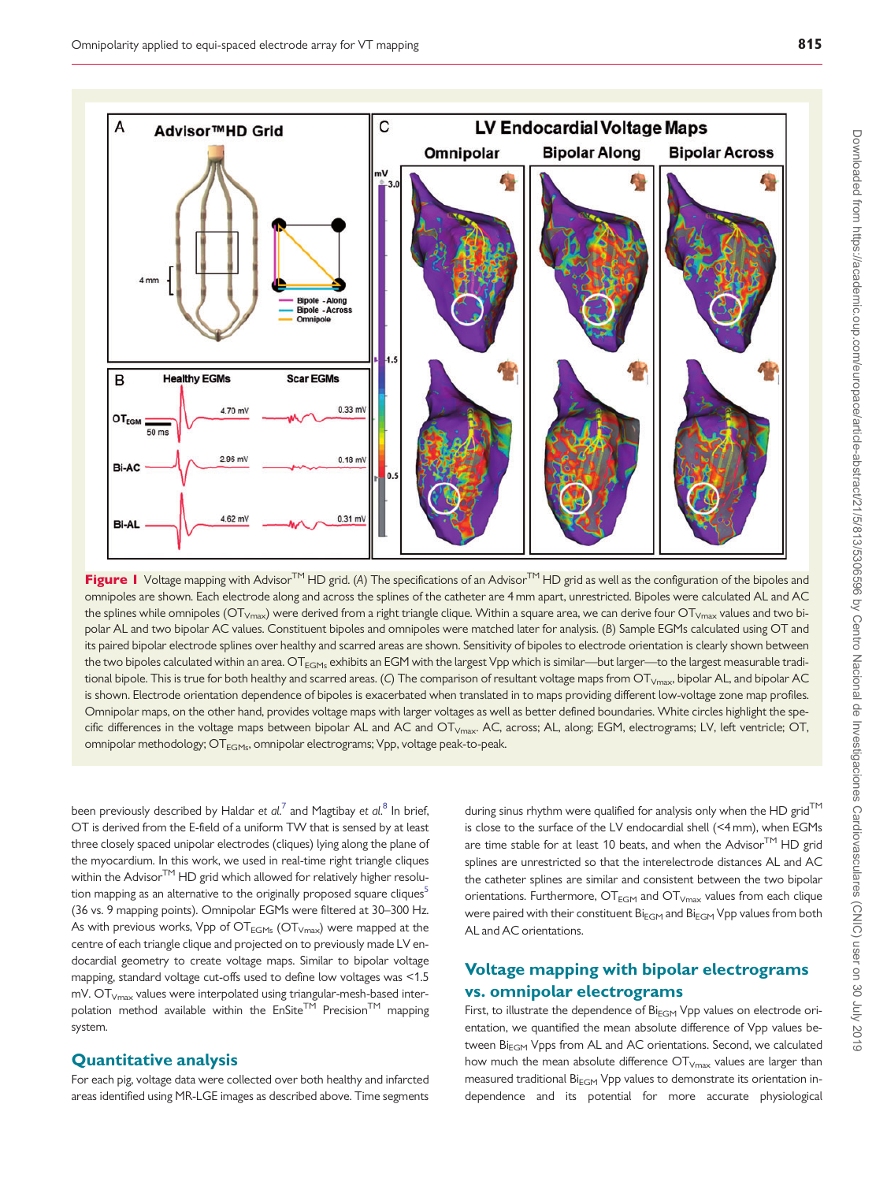**Figure 1** Voltage mapping with Advisor™ HD grid. (*A*) The specifications of an Advisor™ HD grid as well as the configuration of the bipoles and omnipoles are shown. Each electrode along and across the splines of the catheter are 4 mm apart, unrestricted. Bipoles were calculated AL and AC the splines while omnipoles ($OT_{Vmax}$) were derived from a right triangle clique. Within a square area, we can derive four $OT_{Vmax}$ values and two bipolar AL and two bipolar AC values. Constituent bipoles and omnipoles were matched later for analysis. (*B*) Sample EGMs calculated using OT and its paired bipolar electrode splines over healthy and scarred areas are shown. Sensitivity of bipoles to electrode orientation is clearly shown between the two bipoles calculated within an area. $OT_{EGMs}$ exhibits an EGM with the largest Vpp which is similar—but larger—to the largest measurable traditional bipole. This is true for both healthy and scarred areas. (*C*) The comparison of resultant voltage maps from $OT_{Vmax}$, bipolar AL, and bipolar AC is shown. Electrode orientation dependence of bipoles is exacerbated when translated in to maps providing different low-voltage zone map profiles. Omnipolar maps, on the other hand, provides voltage maps with larger voltages as well as better defined boundaries. White circles highlight the specific differences in the voltage maps between bipolar AL and AC and $OT_{Vmax}$. AC, across; AL, along; EGM, electrograms; LV, left ventricle; OT, omnipolar methodology; $OT_{EGMs}$, omnipolar electrograms; Vpp, voltage peak-to-peak.

been previously described by Haldar *et al.*[7] and Magtibay *et al.*[8] In brief, OT is derived from the E-field of a uniform TW that is sensed by at least three closely spaced unipolar electrodes (cliques) lying along the plane of the myocardium. In this work, we used in real-time right triangle cliques within the Advisor™ HD grid which allowed for relatively higher resolution mapping as an alternative to the originally proposed square cliques[5] (36 vs. 9 mapping points). Omnipolar EGMs were filtered at 30–300 Hz. As with previous works, Vpp of $OT_{EGMs}$ ($OT_{Vmax}$) were mapped at the centre of each triangle clique and projected on to previously made LV endocardial geometry to create voltage maps. Similar to bipolar voltage mapping, standard voltage cut-offs used to define low voltages was <1.5 mV. $OT_{Vmax}$ values were interpolated using triangular-mesh-based interpolation method available within the EnSite™ Precision™ mapping system.

## Quantitative analysis

For each pig, voltage data were collected over both healthy and infarcted areas identified using MR-LGE images as described above. Time segments during sinus rhythm were qualified for analysis only when the HD grid™ is close to the surface of the LV endocardial shell (<4 mm), when EGMs are time stable for at least 10 beats, and when the Advisor™ HD grid splines are unrestricted so that the interelectrode distances AL and AC the catheter splines are similar and consistent between the two bipolar orientations. Furthermore, $OT_{EGM}$ and $OT_{Vmax}$ values from each clique were paired with their constituent $Bi_{EGM}$ and $Bi_{EGM}$ Vpp values from both AL and AC orientations.

## Voltage mapping with bipolar electrograms vs. omnipolar electrograms

First, to illustrate the dependence of $Bi_{EGM}$ Vpp values on electrode orientation, we quantified the mean absolute difference of Vpp values between $Bi_{EGM}$ Vpps from AL and AC orientations. Second, we calculated how much the mean absolute difference $OT_{Vmax}$ values are larger than measured traditional $Bi_{EGM}$ Vpp values to demonstrate its orientation independence and its potential for more accurate physiological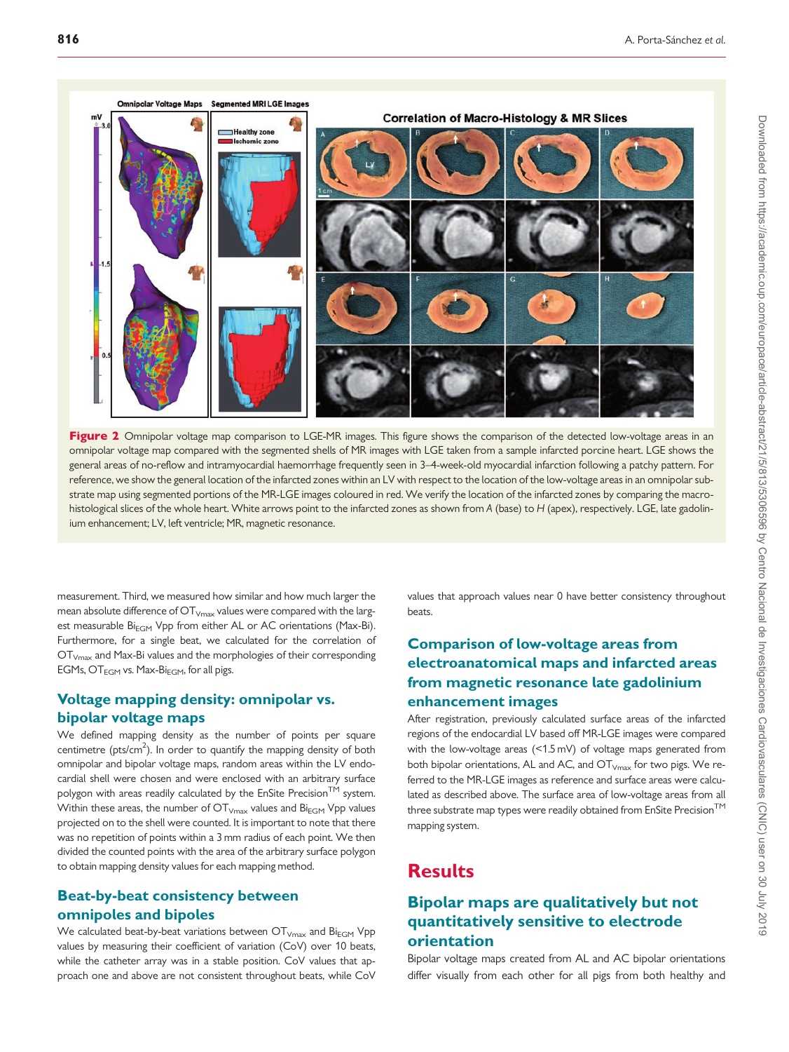**Figure 2** Omnipolar voltage map comparison to LGE-MR images. This figure shows the comparison of the detected low-voltage areas in an omnipolar voltage map compared with the segmented shells of MR images with LGE taken from a sample infarcted porcine heart. LGE shows the general areas of no-reflow and intramyocardial haemorrhage frequently seen in 3–4-week-old myocardial infarction following a patchy pattern. For reference, we show the general location of the infarcted zones within an LV with respect to the location of the low-voltage areas in an omnipolar substrate map using segmented portions of the MR-LGE images coloured in red. We verify the location of the infarcted zones by comparing the macro-histological slices of the whole heart. White arrows point to the infarcted zones as shown from *A* (base) to *H* (apex), respectively. LGE, late gadolinium enhancement; LV, left ventricle; MR, magnetic resonance.

measurement. Third, we measured how similar and how much larger the mean absolute difference of $OT_{Vmax}$ values were compared with the largest measurable $Bi_{EGM}$ Vpp from either AL or AC orientations (Max-Bi). Furthermore, for a single beat, we calculated for the correlation of $OT_{Vmax}$ and Max-Bi values and the morphologies of their corresponding EGMs, $OT_{EGM}$ vs. Max-$Bi_{EGM}$, for all pigs.

### Voltage mapping density: omnipolar vs. bipolar voltage maps

We defined mapping density as the number of points per square centimetre (pts/cm$^2$). In order to quantify the mapping density of both omnipolar and bipolar voltage maps, random areas within the LV endocardial shell were chosen and were enclosed with an arbitrary surface polygon with areas readily calculated by the EnSite Precision™ system. Within these areas, the number of $OT_{Vmax}$ values and $Bi_{EGM}$ Vpp values projected on to the shell were counted. It is important to note that there was no repetition of points within a 3 mm radius of each point. We then divided the counted points with the area of the arbitrary surface polygon to obtain mapping density values for each mapping method.

### Beat-by-beat consistency between omnipoles and bipoles

We calculated beat-by-beat variations between $OT_{Vmax}$ and $Bi_{EGM}$ Vpp values by measuring their coefficient of variation (CoV) over 10 beats, while the catheter array was in a stable position. CoV values that approach one and above are not consistent throughout beats, while CoV values that approach values near 0 have better consistency throughout beats.

### Comparison of low-voltage areas from electroanatomical maps and infarcted areas from magnetic resonance late gadolinium enhancement images

After registration, previously calculated surface areas of the infarcted regions of the endocardial LV based off MR-LGE images were compared with the low-voltage areas (<1.5 mV) of voltage maps generated from both bipolar orientations, AL and AC, and $OT_{Vmax}$ for two pigs. We referred to the MR-LGE images as reference and surface areas were calculated as described above. The surface area of low-voltage areas from all three substrate map types were readily obtained from EnSite Precision™ mapping system.

## Results

### Bipolar maps are qualitatively but not quantitatively sensitive to electrode orientation

Bipolar voltage maps created from AL and AC bipolar orientations differ visually from each other for all pigs from both healthy and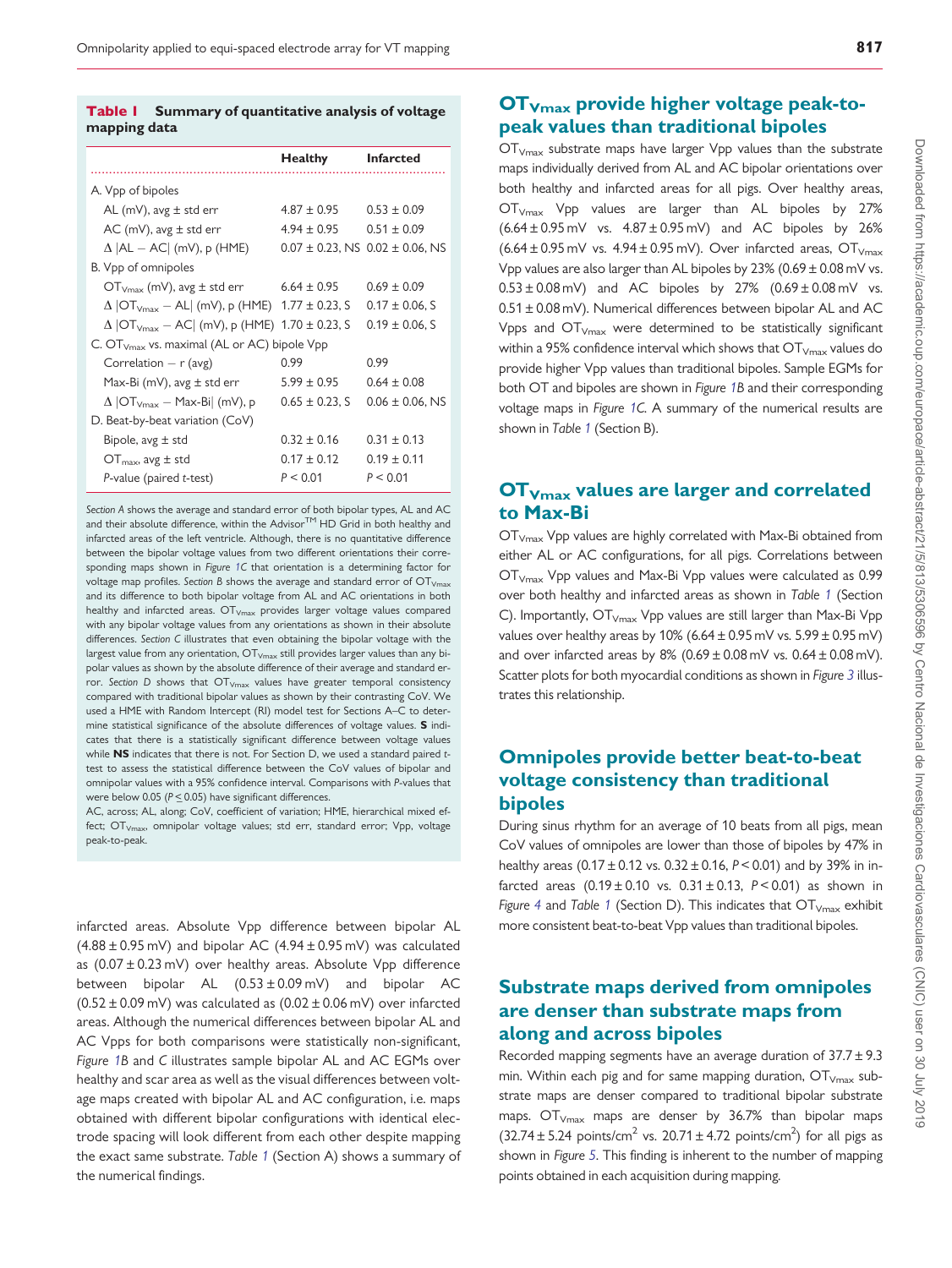**Table 1** Summary of quantitative analysis of voltage mapping data

| | Healthy | Infarcted |
|---|---|---|
| A. Vpp of bipoles | | |
| AL (mV), avg ± std err | 4.87 ± 0.95 | 0.53 ± 0.09 |
| AC (mV), avg ± std err | 4.94 ± 0.95 | 0.51 ± 0.09 |
| Δ \|AL − AC\| (mV), p (HME) | 0.07 ± 0.23, NS | 0.02 ± 0.06, NS |
| B. Vpp of omnipoles | | |
| $OT_{Vmax}$ (mV), avg ± std err | 6.64 ± 0.95 | 0.69 ± 0.09 |
| Δ \|$OT_{Vmax}$ − AL\| (mV), p (HME) | 1.77 ± 0.23, S | 0.17 ± 0.06, S |
| Δ \|$OT_{Vmax}$ − AC\| (mV), p (HME) | 1.70 ± 0.23, S | 0.19 ± 0.06, S |
| C. $OT_{Vmax}$ vs. maximal (AL or AC) bipole Vpp | | |
| Correlation − r (avg) | 0.99 | 0.99 |
| Max-Bi (mV), avg ± std err | 5.99 ± 0.95 | 0.64 ± 0.08 |
| Δ \|$OT_{Vmax}$ − Max-Bi\| (mV), p | 0.65 ± 0.23, S | 0.06 ± 0.06, NS |
| D. Beat-by-beat variation (CoV) | | |
| Bipole, avg ± std | 0.32 ± 0.16 | 0.31 ± 0.13 |
| $OT_{max}$, avg ± std | 0.17 ± 0.12 | 0.19 ± 0.11 |
| *P*-value (paired *t*-test) | $P < 0.01$ | $P < 0.01$ |

*Section A* shows the average and standard error of both bipolar types, AL and AC and their absolute difference, within the Advisor™ HD Grid in both healthy and infarcted areas of the left ventricle. Although, there is no quantitative difference between the bipolar voltage values from two different orientations their corresponding maps shown in *Figure 1C* that orientation is a determining factor for voltage map profiles. *Section B* shows the average and standard error of $OT_{Vmax}$ and its difference to both bipolar voltage from AL and AC orientations in both healthy and infarcted areas. $OT_{Vmax}$ provides larger voltage values compared with any bipolar voltage values from any orientations as shown in their absolute differences. *Section C* illustrates that even obtaining the bipolar voltage with the largest value from any orientation, $OT_{Vmax}$ still provides larger values than any bipolar values as shown by the absolute difference of their average and standard error. *Section D* shows that $OT_{Vmax}$ values have greater temporal consistency compared with traditional bipolar values as shown by their contrasting CoV. We used a HME with Random Intercept (RI) model test for Sections A–C to determine statistical significance of the absolute differences of voltage values. **S** indicates that there is a statistically significant difference between voltage values while **NS** indicates that there is not. For Section D, we used a standard paired *t*-test to assess the statistical difference between the CoV values of bipolar and omnipolar values with a 95% confidence interval. Comparisons with *P*-values that were below 0.05 ($P \le 0.05$) have significant differences.

AC, across; AL, along; CoV, coefficient of variation; HME, hierarchical mixed effect; $OT_{Vmax}$, omnipolar voltage values; std err, standard error; Vpp, voltage peak-to-peak.

infarcted areas. Absolute Vpp difference between bipolar AL (4.88 ± 0.95 mV) and bipolar AC (4.94 ± 0.95 mV) was calculated as (0.07 ± 0.23 mV) over healthy areas. Absolute Vpp difference between bipolar AL (0.53 ± 0.09 mV) and bipolar AC (0.52 ± 0.09 mV) was calculated as (0.02 ± 0.06 mV) over infarcted areas. Although the numerical differences between bipolar AL and AC Vpps for both comparisons were statistically non-significant, *Figure 1B* and *C* illustrates sample bipolar AL and AC EGMs over healthy and scar area as well as the visual differences between voltage maps created with bipolar AL and AC configuration, i.e. maps obtained with different bipolar configurations with identical electrode spacing will look different from each other despite mapping the exact same substrate. *Table 1* (Section A) shows a summary of the numerical findings.

## $OT_{Vmax}$ provide higher voltage peak-to-peak values than traditional bipoles

$OT_{Vmax}$ substrate maps have larger Vpp values than the substrate maps individually derived from AL and AC bipolar orientations over both healthy and infarcted areas for all pigs. Over healthy areas, $OT_{Vmax}$ Vpp values are larger than AL bipoles by 27% (6.64 ± 0.95 mV vs. 4.87 ± 0.95 mV) and AC bipoles by 26% (6.64 ± 0.95 mV vs. 4.94 ± 0.95 mV). Over infarcted areas, $OT_{Vmax}$ Vpp values are also larger than AL bipoles by 23% (0.69 ± 0.08 mV vs. 0.53 ± 0.08 mV) and AC bipoles by 27% (0.69 ± 0.08 mV vs. 0.51 ± 0.08 mV). Numerical differences between bipolar AL and AC Vpps and $OT_{Vmax}$ were determined to be statistically significant within a 95% confidence interval which shows that $OT_{Vmax}$ values do provide higher Vpp values than traditional bipoles. Sample EGMs for both OT and bipoles are shown in *Figure 1B* and their corresponding voltage maps in *Figure 1C*. A summary of the numerical results are shown in *Table 1* (Section B).

## $OT_{Vmax}$ values are larger and correlated to Max-Bi

$OT_{Vmax}$ Vpp values are highly correlated with Max-Bi obtained from either AL or AC configurations, for all pigs. Correlations between $OT_{Vmax}$ Vpp values and Max-Bi Vpp values were calculated as 0.99 over both healthy and infarcted areas as shown in *Table 1* (Section C). Importantly, $OT_{Vmax}$ Vpp values are still larger than Max-Bi Vpp values over healthy areas by 10% (6.64 ± 0.95 mV vs. 5.99 ± 0.95 mV) and over infarcted areas by 8% (0.69 ± 0.08 mV vs. 0.64 ± 0.08 mV). Scatter plots for both myocardial conditions as shown in *Figure 3* illustrates this relationship.

## Omnipoles provide better beat-to-beat voltage consistency than traditional bipoles

During sinus rhythm for an average of 10 beats from all pigs, mean CoV values of omnipoles are lower than those of bipoles by 47% in healthy areas (0.17 ± 0.12 vs. 0.32 ± 0.16, $P < 0.01$) and by 39% in infarcted areas (0.19 ± 0.10 vs. 0.31 ± 0.13, $P < 0.01$) as shown in *Figure 4* and *Table 1* (Section D). This indicates that $OT_{Vmax}$ exhibit more consistent beat-to-beat Vpp values than traditional bipoles.

## Substrate maps derived from omnipoles are denser than substrate maps from along and across bipoles

Recorded mapping segments have an average duration of 37.7 ± 9.3 min. Within each pig and for same mapping duration, $OT_{Vmax}$ substrate maps are denser compared to traditional bipolar substrate maps. $OT_{Vmax}$ maps are denser by 36.7% than bipolar maps (32.74 ± 5.24 points/cm$^2$ vs. 20.71 ± 4.72 points/cm$^2$) for all pigs as shown in *Figure 5*. This finding is inherent to the number of mapping points obtained in each acquisition during mapping.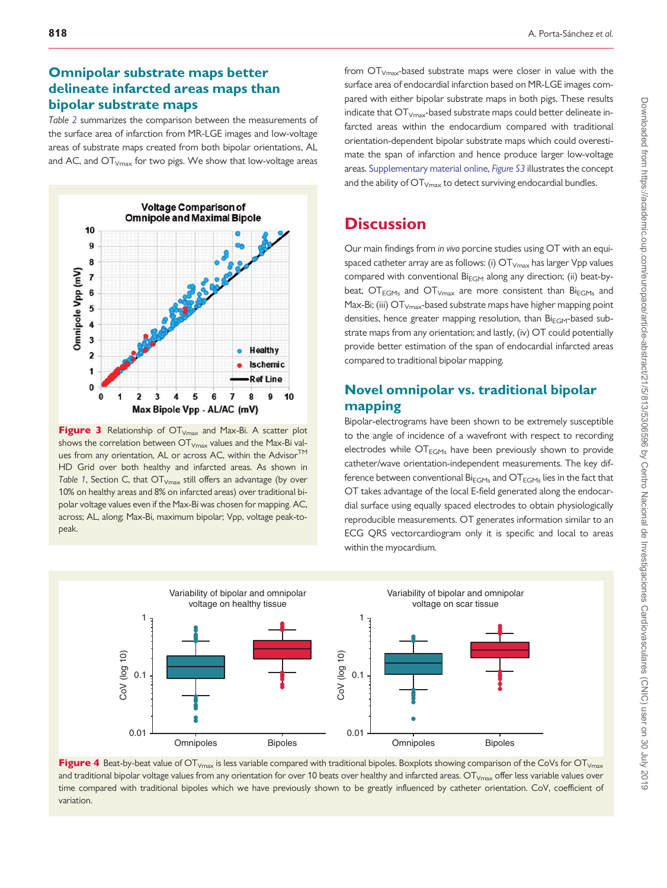## Omnipolar substrate maps better delineate infarcted areas maps than bipolar substrate maps

*Table 2* summarizes the comparison between the measurements of the surface area of infarction from MR-LGE images and low-voltage areas of substrate maps created from both bipolar orientations, AL and AC, and $OT_{Vmax}$ for two pigs. We show that low-voltage areas from $OT_{Vmax}$-based substrate maps were closer in value with the surface area of endocardial infarction based on MR-LGE images compared with either bipolar substrate maps in both pigs. These results indicate that $OT_{Vmax}$-based substrate maps could better delineate infarcted areas within the endocardium compared with traditional orientation-dependent bipolar substrate maps which could overestimate the span of infarction and hence produce larger low-voltage areas. Supplementary material online, *Figure S3* illustrates the concept and the ability of $OT_{Vmax}$ to detect surviving endocardial bundles.

**Figure 3** Relationship of $OT_{Vmax}$ and Max-Bi. A scatter plot shows the correlation between $OT_{Vmax}$ values and the Max-Bi values from any orientation, AL or across AC, within the Advisor™ HD Grid over both healthy and infarcted areas. As shown in *Table 1*, Section C, that $OT_{Vmax}$ still offers an advantage (by over 10% on healthy areas and 8% on infarcted areas) over traditional bipolar voltage values even if the Max-Bi was chosen for mapping. AC, across; AL, along; Max-Bi, maximum bipolar; Vpp, voltage peak-to-peak.

# Discussion

Our main findings from *in vivo* porcine studies using OT with an equispaced catheter array are as follows: (i) $OT_{Vmax}$ has larger Vpp values compared with conventional $Bi_{EGM}$ along any direction; (ii) beat-by-beat, $OT_{EGMs}$ and $OT_{Vmax}$ are more consistent than $Bi_{EGMs}$ and Max-Bi; (iii) $OT_{Vmax}$-based substrate maps have higher mapping point densities, hence greater mapping resolution, than $Bi_{EGM}$-based substrate maps from any orientation; and lastly, (iv) OT could potentially provide better estimation of the span of endocardial infarcted areas compared to traditional bipolar mapping.

## Novel omnipolar vs. traditional bipolar mapping

Bipolar-electrograms have been shown to be extremely susceptible to the angle of incidence of a wavefront with respect to recording electrodes while $OT_{EGMs}$ have been previously shown to provide catheter/wave orientation-independent measurements. The key difference between conventional $Bi_{EGMs}$ and $OT_{EGMs}$ lies in the fact that OT takes advantage of the local E-field generated along the endocardial surface using equally spaced electrodes to obtain physiologically reproducible measurements. OT generates information similar to an ECG QRS vectorcardiogram only it is specific and local to areas within the myocardium.

**Figure 4** Beat-by-beat value of $OT_{Vmax}$ is less variable compared with traditional bipoles. Boxplots showing comparison of the CoVs for $OT_{Vmax}$ and traditional bipolar voltage values from any orientation for over 10 beats over healthy and infarcted areas. $OT_{Vmax}$ offer less variable values over time compared with traditional bipoles which we have previously shown to be greatly influenced by catheter orientation. CoV, coefficient of variation.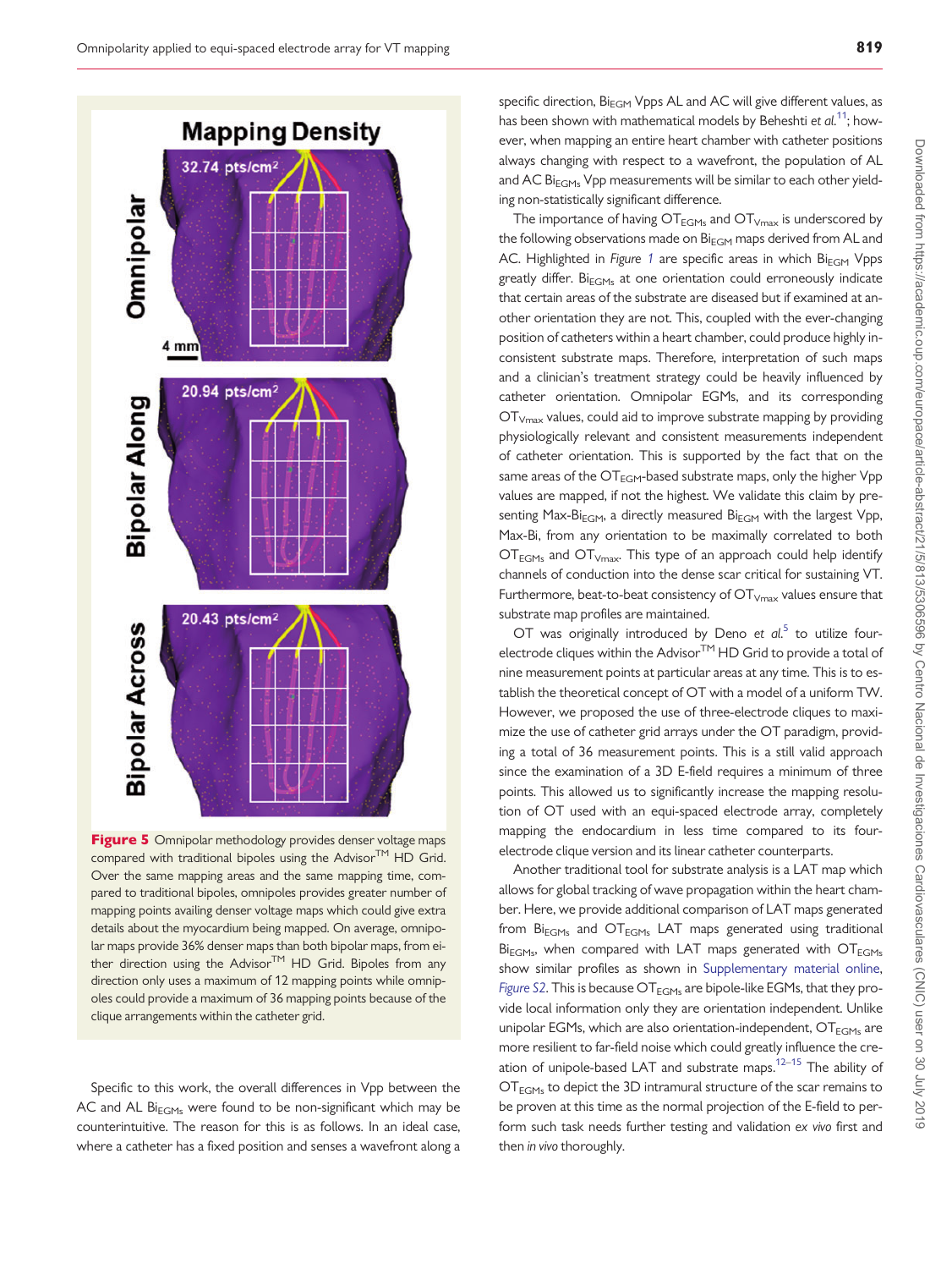Figure 5 Omnipolar methodology provides denser voltage maps compared with traditional bipoles using the Advisor[TM] HD Grid. Over the same mapping areas and the same mapping time, compared to traditional bipoles, omnipoles provides greater number of mapping points availing denser voltage maps which could give extra details about the myocardium being mapped. On average, omnipolar maps provide 36% denser maps than both bipolar maps, from either direction using the Advisor[TM] HD Grid. Bipoles from any direction only uses a maximum of 12 mapping points while omnipoles could provide a maximum of 36 mapping points because of the clique arrangements within the catheter grid.

Specific to this work, the overall differences in Vpp between the AC and AL $Bi_{EGMs}$ were found to be non-significant which may be counterintuitive. The reason for this is as follows. In an ideal case, where a catheter has a fixed position and senses a wavefront along a specific direction, $Bi_{EGM}$ Vpps AL and AC will give different values, as has been shown with mathematical models by Beheshti *et al.*[11]; however, when mapping an entire heart chamber with catheter positions always changing with respect to a wavefront, the population of AL and AC $Bi_{EGMs}$ Vpp measurements will be similar to each other yielding non-statistically significant difference.

The importance of having $OT_{EGMs}$ and $OT_{Vmax}$ is underscored by the following observations made on $Bi_{EGM}$ maps derived from AL and AC. Highlighted in *Figure 1* are specific areas in which $Bi_{EGM}$ Vpps greatly differ. $Bi_{EGMs}$ at one orientation could erroneously indicate that certain areas of the substrate are diseased but if examined at another orientation they are not. This, coupled with the ever-changing position of catheters within a heart chamber, could produce highly inconsistent substrate maps. Therefore, interpretation of such maps and a clinician's treatment strategy could be heavily influenced by catheter orientation. Omnipolar EGMs, and its corresponding $OT_{Vmax}$ values, could aid to improve substrate mapping by providing physiologically relevant and consistent measurements independent of catheter orientation. This is supported by the fact that on the same areas of the $OT_{EGM}$-based substrate maps, only the higher Vpp values are mapped, if not the highest. We validate this claim by presenting Max-$Bi_{EGM}$, a directly measured $Bi_{EGM}$ with the largest Vpp, Max-Bi, from any orientation to be maximally correlated to both $OT_{EGMs}$ and $OT_{Vmax}$. This type of an approach could help identify channels of conduction into the dense scar critical for sustaining VT. Furthermore, beat-to-beat consistency of $OT_{Vmax}$ values ensure that substrate map profiles are maintained.

OT was originally introduced by Deno *et al.*[5] to utilize four-electrode cliques within the Advisor[TM] HD Grid to provide a total of nine measurement points at particular areas at any time. This is to establish the theoretical concept of OT with a model of a uniform TW. However, we proposed the use of three-electrode cliques to maximize the use of catheter grid arrays under the OT paradigm, providing a total of 36 measurement points. This is a still valid approach since the examination of a 3D E-field requires a minimum of three points. This allowed us to significantly increase the mapping resolution of OT used with an equi-spaced electrode array, completely mapping the endocardium in less time compared to its four-electrode clique version and its linear catheter counterparts.

Another traditional tool for substrate analysis is a LAT map which allows for global tracking of wave propagation within the heart chamber. Here, we provide additional comparison of LAT maps generated from $Bi_{EGMs}$ and $OT_{EGMs}$ LAT maps generated using traditional $Bi_{EGMs}$, when compared with LAT maps generated with $OT_{EGMs}$ show similar profiles as shown in Supplementary material online, *Figure S2*. This is because $OT_{EGMs}$ are bipole-like EGMs, that they provide local information only they are orientation independent. Unlike unipolar EGMs, which are also orientation-independent, $OT_{EGMs}$ are more resilient to far-field noise which could greatly influence the creation of unipole-based LAT and substrate maps.[12–15] The ability of $OT_{EGMs}$ to depict the 3D intramural structure of the scar remains to be proven at this time as the normal projection of the E-field to perform such task needs further testing and validation *ex vivo* first and then *in vivo* thoroughly.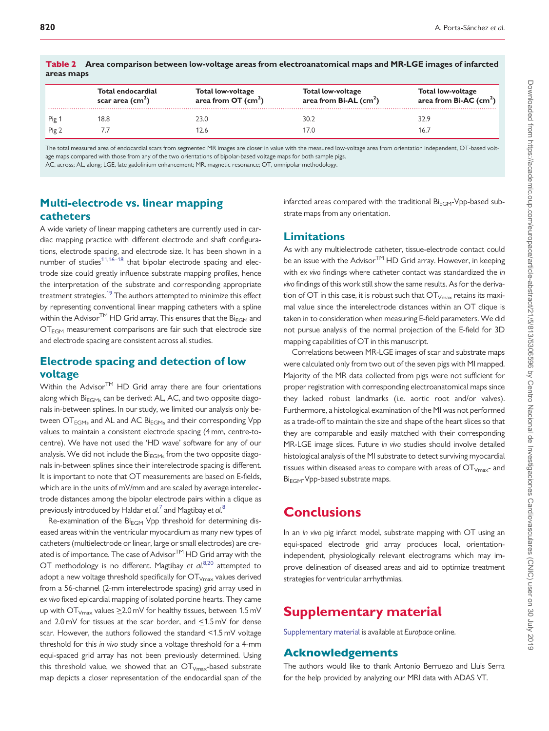**Table 2** Area comparison between low-voltage areas from electroanatomical maps and MR-LGE images of infarcted areas maps

| | Total endocardial scar area ($cm^2$) | Total low-voltage area from OT ($cm^2$) | Total low-voltage area from Bi-AL ($cm^2$) | Total low-voltage area from Bi-AC ($cm^2$) |
|---|---|---|---|---|
| Pig 1 | 18.8 | 23.0 | 30.2 | 32.9 |
| Pig 2 | 7.7 | 12.6 | 17.0 | 16.7 |

The total measured area of endocardial scars from segmented MR images are closer in value with the measured low-voltage area from orientation independent, OT-based voltage maps compared with those from any of the two orientations of bipolar-based voltage maps for both sample pigs.
AC, across; AL, along; LGE, late gadolinium enhancement; MR, magnetic resonance; OT, omnipolar methodology.

## Multi-electrode vs. linear mapping catheters

A wide variety of linear mapping catheters are currently used in cardiac mapping practice with different electrode and shaft configurations, electrode spacing, and electrode size. It has been shown in a number of studies[11,16–18] that bipolar electrode spacing and electrode size could greatly influence substrate mapping profiles, hence the interpretation of the substrate and corresponding appropriate treatment strategies.[19] The authors attempted to minimize this effect by representing conventional linear mapping catheters with a spline within the Advisor™ HD Grid array. This ensures that the $Bi_{EGM}$ and $OT_{EGM}$ measurement comparisons are fair such that electrode size and electrode spacing are consistent across all studies.

## Electrode spacing and detection of low voltage

Within the Advisor™ HD Grid array there are four orientations along which $Bi_{EGMs}$ can be derived: AL, AC, and two opposite diagonals in-between splines. In our study, we limited our analysis only between $OT_{EGMs}$ and AL and AC $Bi_{EGMs}$ and their corresponding Vpp values to maintain a consistent electrode spacing (4 mm, centre-to-centre). We have not used the 'HD wave' software for any of our analysis. We did not include the $Bi_{EGMs}$ from the two opposite diagonals in-between splines since their interelectrode spacing is different. It is important to note that OT measurements are based on E-fields, which are in the units of mV/mm and are scaled by average interelectrode distances among the bipolar electrode pairs within a clique as previously introduced by Haldar *et al.*[7] and Magtibay *et al.*[8]

Re-examination of the $Bi_{EGM}$ Vpp threshold for determining diseased areas within the ventricular myocardium as many new types of catheters (multielectrode or linear, large or small electrodes) are created is of importance. The case of Advisor™ HD Grid array with the OT methodology is no different. Magtibay *et al.*[8,20] attempted to adopt a new voltage threshold specifically for $OT_{Vmax}$ values derived from a 56-channel (2-mm interelectrode spacing) grid array used in *ex vivo* fixed epicardial mapping of isolated porcine hearts. They came up with $OT_{Vmax}$ values ≥2.0 mV for healthy tissues, between 1.5 mV and 2.0 mV for tissues at the scar border, and ≤1.5 mV for dense scar. However, the authors followed the standard <1.5 mV voltage threshold for this *in vivo* study since a voltage threshold for a 4-mm equi-spaced grid array has not been previously determined. Using this threshold value, we showed that an $OT_{Vmax}$-based substrate map depicts a closer representation of the endocardial span of the infarcted areas compared with the traditional $Bi_{EGM}$-Vpp-based substrate maps from any orientation.

## Limitations

As with any multielectrode catheter, tissue-electrode contact could be an issue with the Advisor™ HD Grid array. However, in keeping with *ex vivo* findings where catheter contact was standardized the *in vivo* findings of this work still show the same results. As for the derivation of OT in this case, it is robust such that $OT_{Vmax}$ retains its maximal value since the interelectrode distances within an OT clique is taken in to consideration when measuring E-field parameters. We did not pursue analysis of the normal projection of the E-field for 3D mapping capabilities of OT in this manuscript.

Correlations between MR-LGE images of scar and substrate maps were calculated only from two out of the seven pigs with MI mapped. Majority of the MR data collected from pigs were not sufficient for proper registration with corresponding electroanatomical maps since they lacked robust landmarks (i.e. aortic root and/or valves). Furthermore, a histological examination of the MI was not performed as a trade-off to maintain the size and shape of the heart slices so that they are comparable and easily matched with their corresponding MR-LGE image slices. Future *in vivo* studies should involve detailed histological analysis of the MI substrate to detect surviving myocardial tissues within diseased areas to compare with areas of $OT_{Vmax}$- and $Bi_{EGM}$-Vpp-based substrate maps.

# Conclusions

In an *in vivo* pig infarct model, substrate mapping with OT using an equi-spaced electrode grid array produces local, orientation-independent, physiologically relevant electrograms which may improve delineation of diseased areas and aid to optimize treatment strategies for ventricular arrhythmias.

# Supplementary material

Supplementary material is available at *Europace* online.

## Acknowledgements

The authors would like to thank Antonio Berruezo and Lluis Serra for the help provided by analyzing our MRI data with ADAS VT.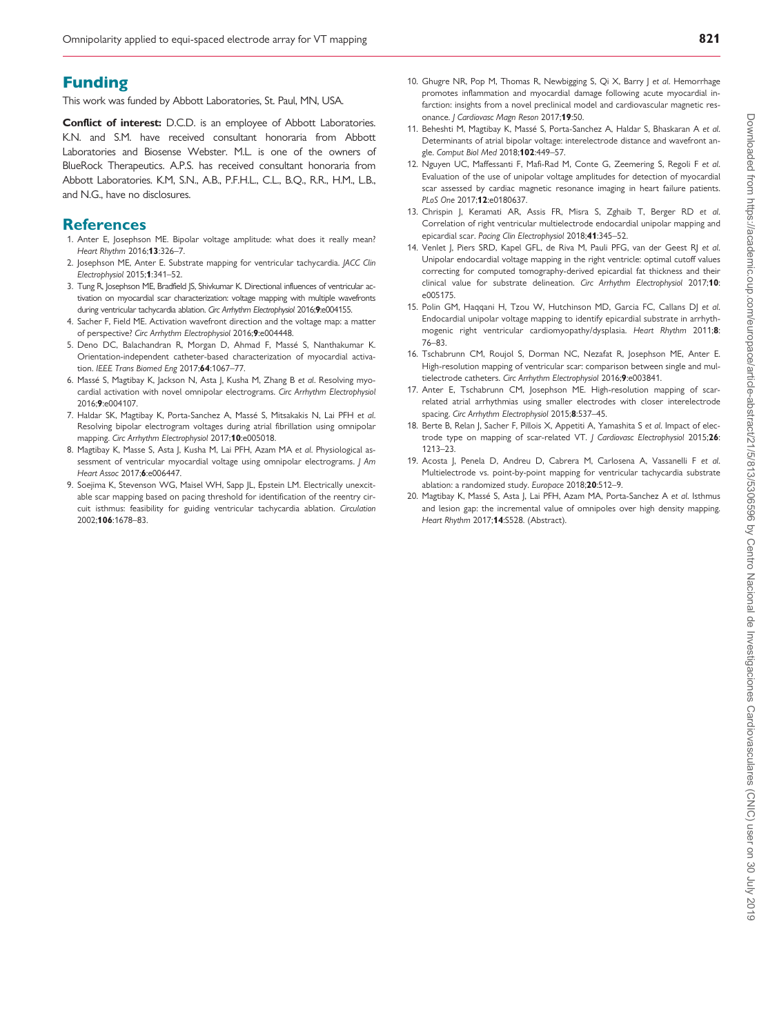## Funding

This work was funded by Abbott Laboratories, St. Paul, MN, USA.

**Conflict of interest:** D.C.D. is an employee of Abbott Laboratories. K.N. and S.M. have received consultant honoraria from Abbott Laboratories and Biosense Webster. M.L. is one of the owners of BlueRock Therapeutics. A.P.S. has received consultant honoraria from Abbott Laboratories. K.M, S.N., A.B., P.F.H.L., C.L., B.Q., R.R., H.M., L.B., and N.G., have no disclosures.

## References

1. Anter E, Josephson ME. Bipolar voltage amplitude: what does it really mean? *Heart Rhythm* 2016;**13**:326–7.
2. Josephson ME, Anter E. Substrate mapping for ventricular tachycardia. *JACC Clin Electrophysiol* 2015;**1**:341–52.
3. Tung R, Josephson ME, Bradfield JS, Shivkumar K. Directional influences of ventricular activation on myocardial scar characterization: voltage mapping with multiple wavefronts during ventricular tachycardia ablation. *Circ Arrhythm Electrophysiol* 2016;**9**:e004155.
4. Sacher F, Field ME. Activation wavefront direction and the voltage map: a matter of perspective? *Circ Arrhythm Electrophysiol* 2016;**9**:e004448.
5. Deno DC, Balachandran R, Morgan D, Ahmad F, Massé S, Nanthakumar K. Orientation-independent catheter-based characterization of myocardial activation. *IEEE Trans Biomed Eng* 2017;**64**:1067–77.
6. Massé S, Magtibay K, Jackson N, Asta J, Kusha M, Zhang B *et al*. Resolving myocardial activation with novel omnipolar electrograms. *Circ Arrhythm Electrophysiol* 2016;**9**:e004107.
7. Haldar SK, Magtibay K, Porta-Sanchez A, Massé S, Mitsakakis N, Lai PFH *et al*. Resolving bipolar electrogram voltages during atrial fibrillation using omnipolar mapping. *Circ Arrhythm Electrophysiol* 2017;**10**:e005018.
8. Magtibay K, Masse S, Asta J, Kusha M, Lai PFH, Azam MA *et al*. Physiological assessment of ventricular myocardial voltage using omnipolar electrograms. *J Am Heart Assoc* 2017;**6**:e006447.
9. Soejima K, Stevenson WG, Maisel WH, Sapp JL, Epstein LM. Electrically unexcitable scar mapping based on pacing threshold for identification of the reentry circuit isthmus: feasibility for guiding ventricular tachycardia ablation. *Circulation* 2002;**106**:1678–83.
10. Ghugre NR, Pop M, Thomas R, Newbigging S, Qi X, Barry J *et al*. Hemorrhage promotes inflammation and myocardial damage following acute myocardial infarction: insights from a novel preclinical model and cardiovascular magnetic resonance. *J Cardiovasc Magn Reson* 2017;**19**:50.
11. Beheshti M, Magtibay K, Massé S, Porta-Sanchez A, Haldar S, Bhaskaran A *et al*. Determinants of atrial bipolar voltage: interelectrode distance and wavefront angle. *Comput Biol Med* 2018;**102**:449–57.
12. Nguyen UC, Maffessanti F, Mafi-Rad M, Conte G, Zeemering S, Regoli F *et al*. Evaluation of the use of unipolar voltage amplitudes for detection of myocardial scar assessed by cardiac magnetic resonance imaging in heart failure patients. *PLoS One* 2017;**12**:e0180637.
13. Chrispin J, Keramati AR, Assis FR, Misra S, Zghaib T, Berger RD *et al*. Correlation of right ventricular multielectrode endocardial unipolar mapping and epicardial scar. *Pacing Clin Electrophysiol* 2018;**41**:345–52.
14. Venlet J, Piers SRD, Kapel GFL, de Riva M, Pauli PFG, van der Geest RJ *et al*. Unipolar endocardial voltage mapping in the right ventricle: optimal cutoff values correcting for computed tomography-derived epicardial fat thickness and their clinical value for substrate delineation. *Circ Arrhythm Electrophysiol* 2017;**10**: e005175.
15. Polin GM, Haqqani H, Tzou W, Hutchinson MD, Garcia FC, Callans DJ *et al*. Endocardial unipolar voltage mapping to identify epicardial substrate in arrhythmogenic right ventricular cardiomyopathy/dysplasia. *Heart Rhythm* 2011;**8**: 76–83.
16. Tschabrunn CM, Roujol S, Dorman NC, Nezafat R, Josephson ME, Anter E. High-resolution mapping of ventricular scar: comparison between single and multielectrode catheters. *Circ Arrhythm Electrophysiol* 2016;**9**:e003841.
17. Anter E, Tschabrunn CM, Josephson ME. High-resolution mapping of scar-related atrial arrhythmias using smaller electrodes with closer interelectrode spacing. *Circ Arrhythm Electrophysiol* 2015;**8**:537–45.
18. Berte B, Relan J, Sacher F, Pillois X, Appetiti A, Yamashita S *et al*. Impact of electrode type on mapping of scar-related VT. *J Cardiovasc Electrophysiol* 2015;**26**: 1213–23.
19. Acosta J, Penela D, Andreu D, Cabrera M, Carlosena A, Vassanelli F *et al*. Multielectrode vs. point-by-point mapping for ventricular tachycardia substrate ablation: a randomized study. *Europace* 2018;**20**:512–9.
20. Magtibay K, Massé S, Asta J, Lai PFH, Azam MA, Porta-Sanchez A *et al*. Isthmus and lesion gap: the incremental value of omnipoles over high density mapping. *Heart Rhythm* 2017;**14**:S528. (Abstract).